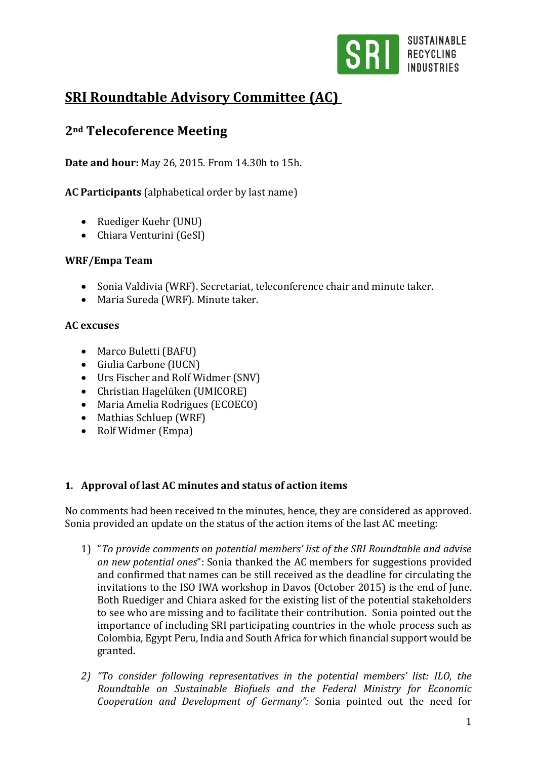# SRI Roundtable Advisory Committee (AC)

## 2nd Telecoference Meeting

**Date and hour:** May 26, 2015. From 14.30h to 15h.

**AC Participants** (alphabetical order by last name)

- Ruediger Kuehr (UNU)
- Chiara Venturini (GeSI)

**WRF/Empa Team**

- Sonia Valdivia (WRF). Secretariat, teleconference chair and minute taker.
- Maria Sureda (WRF). Minute taker.

**AC excuses**

- Marco Buletti (BAFU)
- Giulia Carbone (IUCN)
- Urs Fischer and Rolf Widmer (SNV)
- Christian Hagelüken (UMICORE)
- Maria Amelia Rodrigues (ECOECO)
- Mathias Schluep (WRF)
- Rolf Widmer (Empa)

### 1. Approval of last AC minutes and status of action items

No comments had been received to the minutes, hence, they are considered as approved. Sonia provided an update on the status of the action items of the last AC meeting:

1) "*To provide comments on potential members' list of the SRI Roundtable and advise on new potential ones*": Sonia thanked the AC members for suggestions provided and confirmed that names can be still received as the deadline for circulating the invitations to the ISO IWA workshop in Davos (October 2015) is the end of June. Both Ruediger and Chiara asked for the existing list of the potential stakeholders to see who are missing and to facilitate their contribution. Sonia pointed out the importance of including SRI participating countries in the whole process such as Colombia, Egypt Peru, India and South Africa for which financial support would be granted.

2) *"To consider following representatives in the potential members' list: ILO, the Roundtable on Sustainable Biofuels and the Federal Ministry for Economic Cooperation and Development of Germany":* Sonia pointed out the need for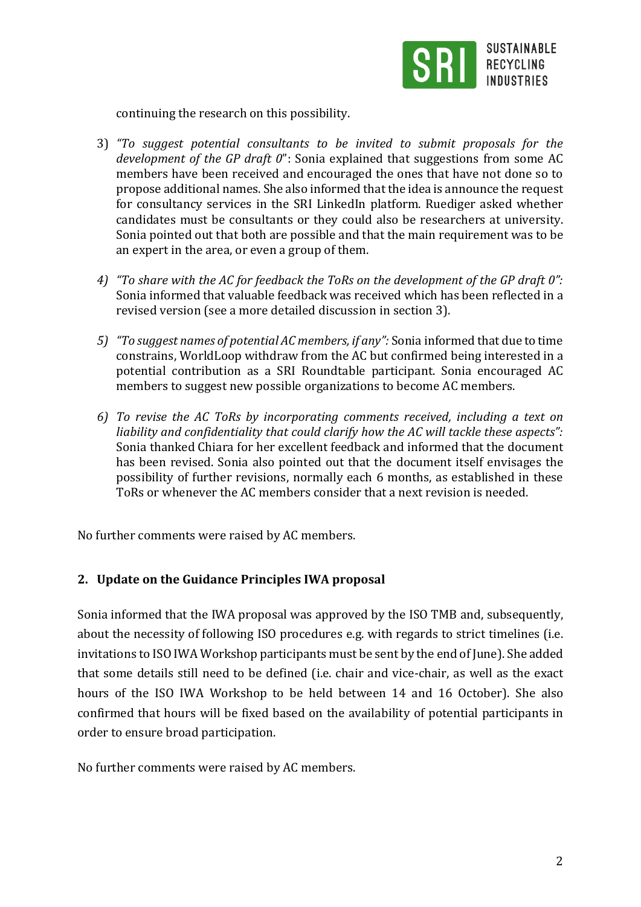continuing the research on this possibility.

3) *"To suggest potential consultants to be invited to submit proposals for the development of the GP draft 0*": Sonia explained that suggestions from some AC members have been received and encouraged the ones that have not done so to propose additional names. She also informed that the idea is announce the request for consultancy services in the SRI LinkedIn platform. Ruediger asked whether candidates must be consultants or they could also be researchers at university. Sonia pointed out that both are possible and that the main requirement was to be an expert in the area, or even a group of them.

4) *"To share with the AC for feedback the ToRs on the development of the GP draft 0":* Sonia informed that valuable feedback was received which has been reflected in a revised version (see a more detailed discussion in section 3).

5) *"To suggest names of potential AC members, if any":* Sonia informed that due to time constrains, WorldLoop withdraw from the AC but confirmed being interested in a potential contribution as a SRI Roundtable participant. Sonia encouraged AC members to suggest new possible organizations to become AC members.

6) *To revise the AC ToRs by incorporating comments received, including a text on liability and confidentiality that could clarify how the AC will tackle these aspects":* Sonia thanked Chiara for her excellent feedback and informed that the document has been revised. Sonia also pointed out that the document itself envisages the possibility of further revisions, normally each 6 months, as established in these ToRs or whenever the AC members consider that a next revision is needed.

No further comments were raised by AC members.

## 2. Update on the Guidance Principles IWA proposal

Sonia informed that the IWA proposal was approved by the ISO TMB and, subsequently, about the necessity of following ISO procedures e.g. with regards to strict timelines (i.e. invitations to ISO IWA Workshop participants must be sent by the end of June). She added that some details still need to be defined (i.e. chair and vice-chair, as well as the exact hours of the ISO IWA Workshop to be held between 14 and 16 October). She also confirmed that hours will be fixed based on the availability of potential participants in order to ensure broad participation.

No further comments were raised by AC members.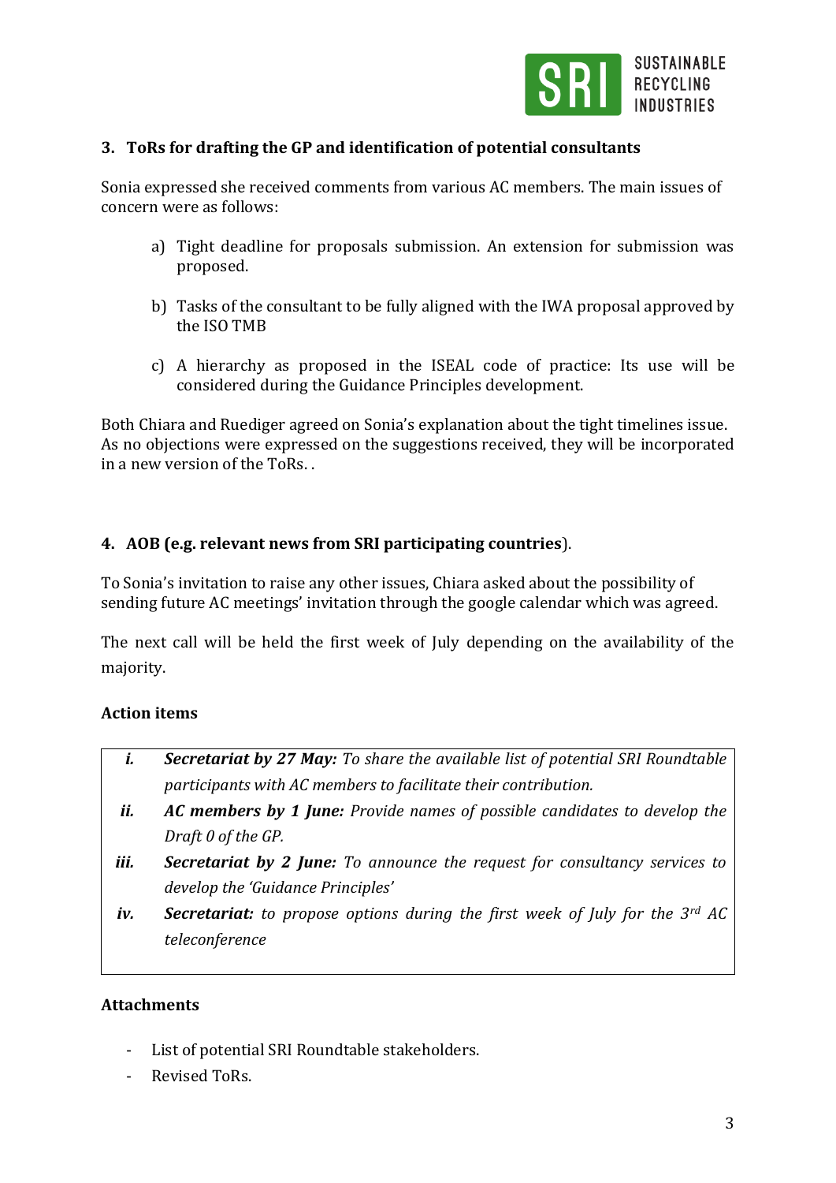### 3. ToRs for drafting the GP and identification of potential consultants

Sonia expressed she received comments from various AC members. The main issues of concern were as follows:

a) Tight deadline for proposals submission. An extension for submission was proposed.

b) Tasks of the consultant to be fully aligned with the IWA proposal approved by the ISO TMB

c) A hierarchy as proposed in the ISEAL code of practice: Its use will be considered during the Guidance Principles development.

Both Chiara and Ruediger agreed on Sonia's explanation about the tight timelines issue. As no objections were expressed on the suggestions received, they will be incorporated in a new version of the ToRs. .

### 4. AOB (e.g. relevant news from SRI participating countries).

To Sonia's invitation to raise any other issues, Chiara asked about the possibility of sending future AC meetings' invitation through the google calendar which was agreed.

The next call will be held the first week of July depending on the availability of the majority.

**Action items**

| | |
|---|---|
| *i.* | ***Secretariat by 27 May:*** *To share the available list of potential SRI Roundtable participants with AC members to facilitate their contribution.* |
| *ii.* | ***AC members by 1 June:*** *Provide names of possible candidates to develop the Draft 0 of the GP.* |
| *iii.* | ***Secretariat by 2 June:*** *To announce the request for consultancy services to develop the 'Guidance Principles'* |
| *iv.* | ***Secretariat:*** *to propose options during the first week of July for the 3rd AC teleconference* |

**Attachments**

- List of potential SRI Roundtable stakeholders.
- Revised ToRs.